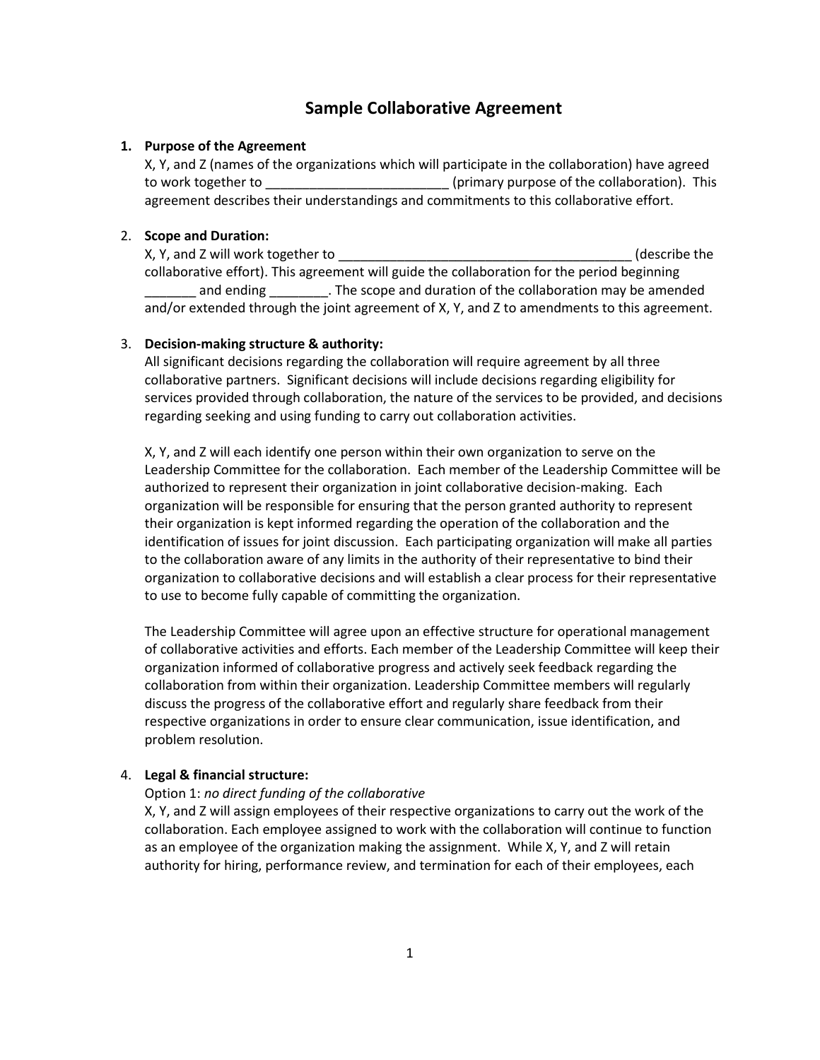# Sample Collaborative Agreement

1. **Purpose of the Agreement**
   X, Y, and Z (names of the organizations which will participate in the collaboration) have agreed to work together to _________________________ (primary purpose of the collaboration). This agreement describes their understandings and commitments to this collaborative effort.

2. **Scope and Duration:**
   X, Y, and Z will work together to _________________________________________ (describe the collaborative effort). This agreement will guide the collaboration for the period beginning _______ and ending ________. The scope and duration of the collaboration may be amended and/or extended through the joint agreement of X, Y, and Z to amendments to this agreement.

3. **Decision-making structure & authority:**
   All significant decisions regarding the collaboration will require agreement by all three collaborative partners. Significant decisions will include decisions regarding eligibility for services provided through collaboration, the nature of the services to be provided, and decisions regarding seeking and using funding to carry out collaboration activities.

   X, Y, and Z will each identify one person within their own organization to serve on the Leadership Committee for the collaboration. Each member of the Leadership Committee will be authorized to represent their organization in joint collaborative decision-making. Each organization will be responsible for ensuring that the person granted authority to represent their organization is kept informed regarding the operation of the collaboration and the identification of issues for joint discussion. Each participating organization will make all parties to the collaboration aware of any limits in the authority of their representative to bind their organization to collaborative decisions and will establish a clear process for their representative to use to become fully capable of committing the organization.

   The Leadership Committee will agree upon an effective structure for operational management of collaborative activities and efforts. Each member of the Leadership Committee will keep their organization informed of collaborative progress and actively seek feedback regarding the collaboration from within their organization. Leadership Committee members will regularly discuss the progress of the collaborative effort and regularly share feedback from their respective organizations in order to ensure clear communication, issue identification, and problem resolution.

4. **Legal & financial structure:**
   Option 1: *no direct funding of the collaborative*
   X, Y, and Z will assign employees of their respective organizations to carry out the work of the collaboration. Each employee assigned to work with the collaboration will continue to function as an employee of the organization making the assignment. While X, Y, and Z will retain authority for hiring, performance review, and termination for each of their employees, each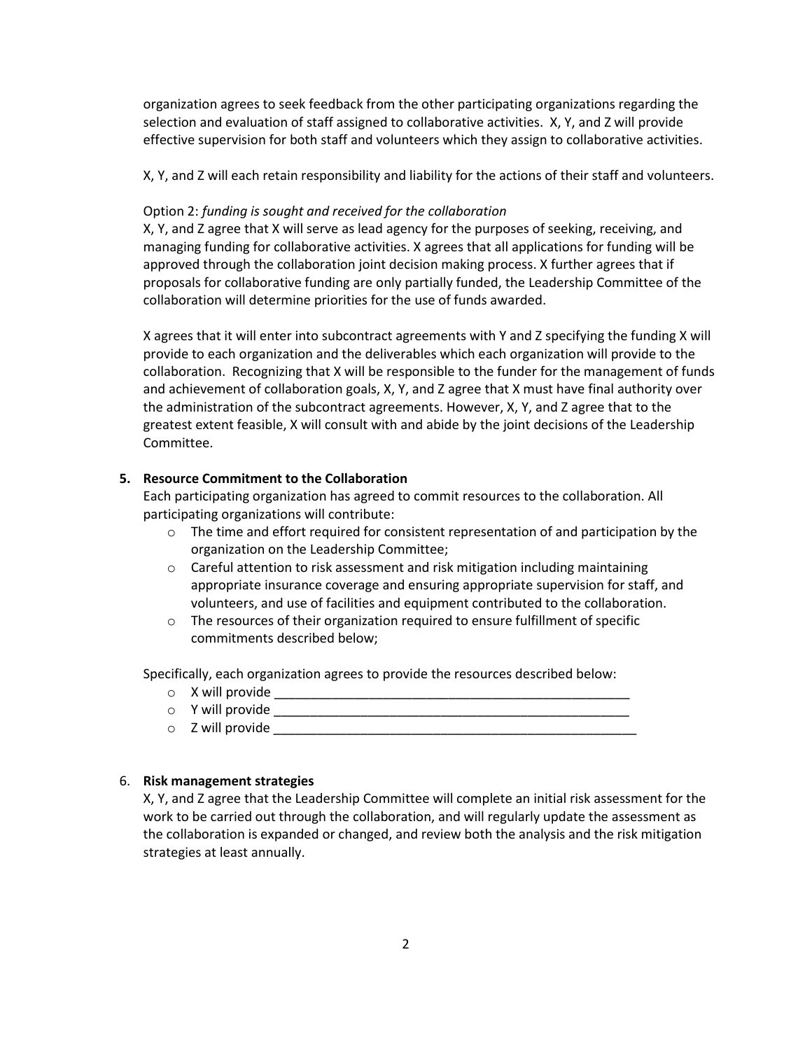organization agrees to seek feedback from the other participating organizations regarding the selection and evaluation of staff assigned to collaborative activities. X, Y, and Z will provide effective supervision for both staff and volunteers which they assign to collaborative activities.

X, Y, and Z will each retain responsibility and liability for the actions of their staff and volunteers.

Option 2: *funding is sought and received for the collaboration*
X, Y, and Z agree that X will serve as lead agency for the purposes of seeking, receiving, and managing funding for collaborative activities. X agrees that all applications for funding will be approved through the collaboration joint decision making process. X further agrees that if proposals for collaborative funding are only partially funded, the Leadership Committee of the collaboration will determine priorities for the use of funds awarded.

X agrees that it will enter into subcontract agreements with Y and Z specifying the funding X will provide to each organization and the deliverables which each organization will provide to the collaboration. Recognizing that X will be responsible to the funder for the management of funds and achievement of collaboration goals, X, Y, and Z agree that X must have final authority over the administration of the subcontract agreements. However, X, Y, and Z agree that to the greatest extent feasible, X will consult with and abide by the joint decisions of the Leadership Committee.

**5. Resource Commitment to the Collaboration**

Each participating organization has agreed to commit resources to the collaboration. All participating organizations will contribute:

- The time and effort required for consistent representation of and participation by the organization on the Leadership Committee;
- Careful attention to risk assessment and risk mitigation including maintaining appropriate insurance coverage and ensuring appropriate supervision for staff, and volunteers, and use of facilities and equipment contributed to the collaboration.
- The resources of their organization required to ensure fulfillment of specific commitments described below;

Specifically, each organization agrees to provide the resources described below:

- X will provide ___________________________________________________
- Y will provide ___________________________________________________
- Z will provide ____________________________________________________

6. **Risk management strategies**

X, Y, and Z agree that the Leadership Committee will complete an initial risk assessment for the work to be carried out through the collaboration, and will regularly update the assessment as the collaboration is expanded or changed, and review both the analysis and the risk mitigation strategies at least annually.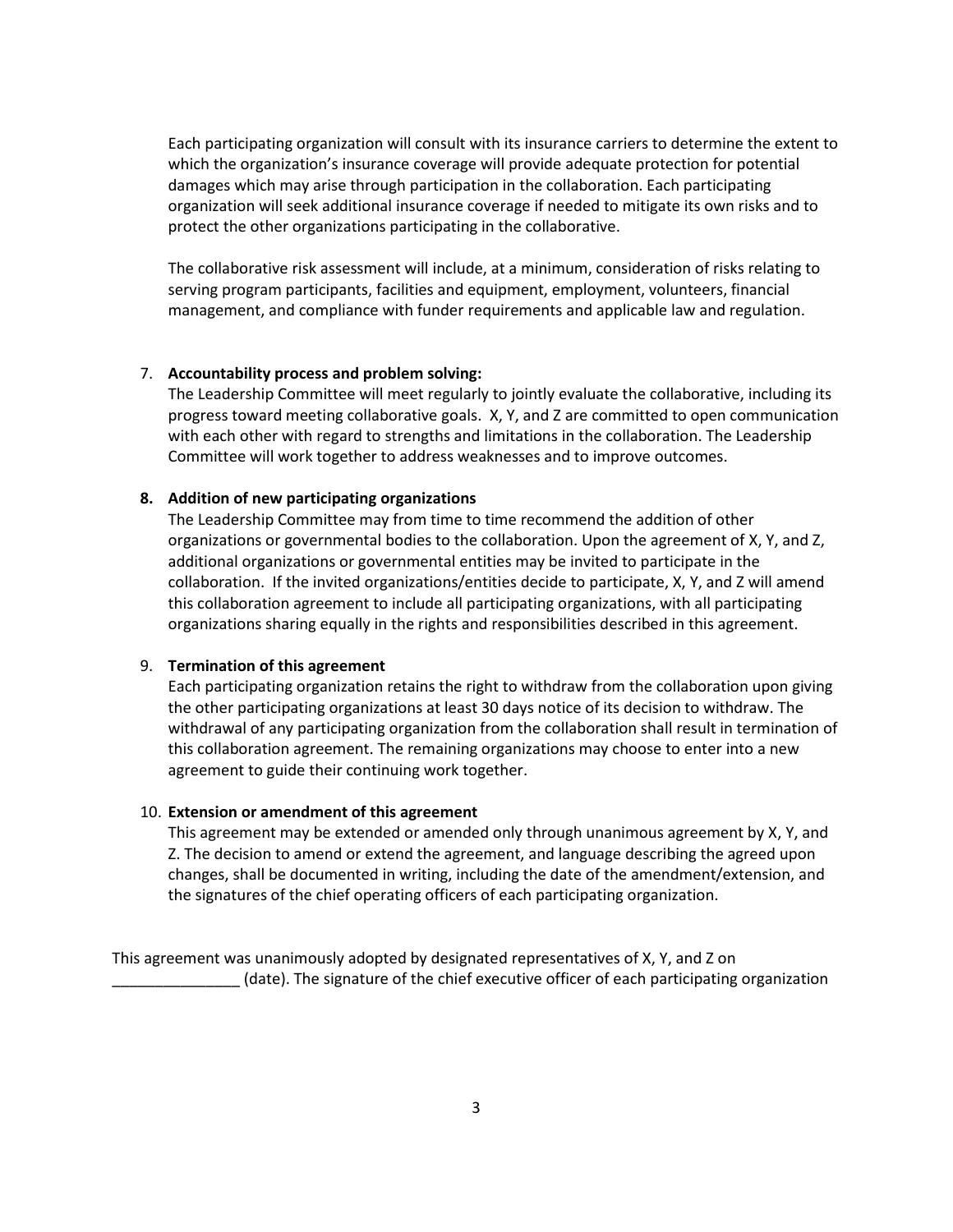Each participating organization will consult with its insurance carriers to determine the extent to which the organization's insurance coverage will provide adequate protection for potential damages which may arise through participation in the collaboration. Each participating organization will seek additional insurance coverage if needed to mitigate its own risks and to protect the other organizations participating in the collaborative.

The collaborative risk assessment will include, at a minimum, consideration of risks relating to serving program participants, facilities and equipment, employment, volunteers, financial management, and compliance with funder requirements and applicable law and regulation.

7. **Accountability process and problem solving:**
   The Leadership Committee will meet regularly to jointly evaluate the collaborative, including its progress toward meeting collaborative goals. X, Y, and Z are committed to open communication with each other with regard to strengths and limitations in the collaboration. The Leadership Committee will work together to address weaknesses and to improve outcomes.

8. **Addition of new participating organizations**
   The Leadership Committee may from time to time recommend the addition of other organizations or governmental bodies to the collaboration. Upon the agreement of X, Y, and Z, additional organizations or governmental entities may be invited to participate in the collaboration. If the invited organizations/entities decide to participate, X, Y, and Z will amend this collaboration agreement to include all participating organizations, with all participating organizations sharing equally in the rights and responsibilities described in this agreement.

9. **Termination of this agreement**
   Each participating organization retains the right to withdraw from the collaboration upon giving the other participating organizations at least 30 days notice of its decision to withdraw. The withdrawal of any participating organization from the collaboration shall result in termination of this collaboration agreement. The remaining organizations may choose to enter into a new agreement to guide their continuing work together.

10. **Extension or amendment of this agreement**
    This agreement may be extended or amended only through unanimous agreement by X, Y, and Z. The decision to amend or extend the agreement, and language describing the agreed upon changes, shall be documented in writing, including the date of the amendment/extension, and the signatures of the chief operating officers of each participating organization.

This agreement was unanimously adopted by designated representatives of X, Y, and Z on _______________ (date). The signature of the chief executive officer of each participating organization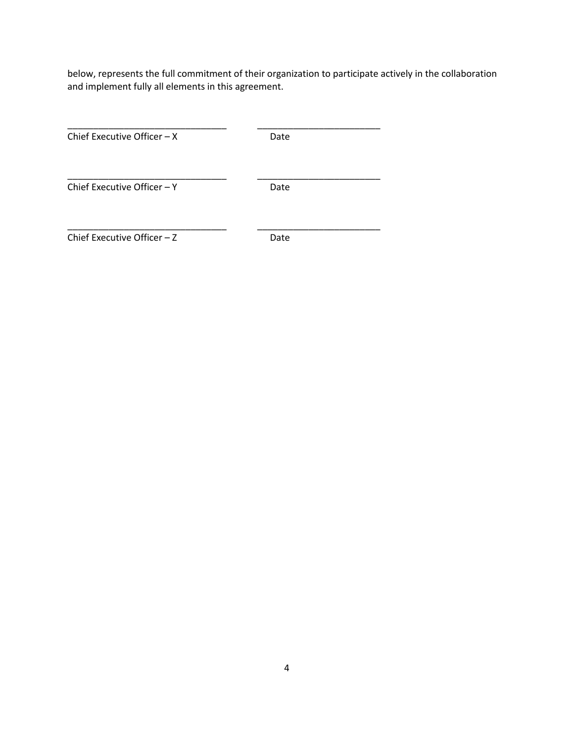below, represents the full commitment of their organization to participate actively in the collaboration and implement fully all elements in this agreement.

_______________________________ ________________________

Chief Executive Officer – X Date

_______________________________ ________________________

Chief Executive Officer – Y Date

_______________________________ ________________________

Chief Executive Officer – Z Date